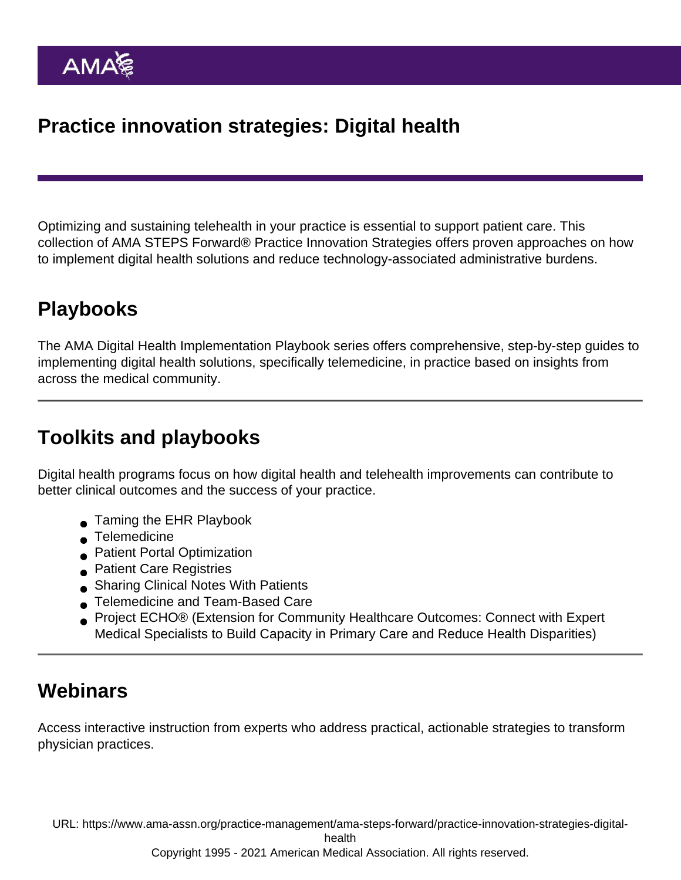# Practice innovation strategies: Digital health

Optimizing and sustaining telehealth in your practice is essential to support patient care. This collection of AMA STEPS Forward® Practice Innovation Strategies offers proven approaches on how to implement digital health solutions and reduce technology-associated administrative burdens.

## Playbooks

The AMA Digital Health Implementation Playbook series offers comprehensive, step-by-step guides to implementing digital health solutions, specifically telemedicine, in practice based on insights from across the medical community.

---

## Toolkits and playbooks

Digital health programs focus on how digital health and telehealth improvements can contribute to better clinical outcomes and the success of your practice.

- Taming the EHR Playbook
- Telemedicine
- Patient Portal Optimization
- Patient Care Registries
- Sharing Clinical Notes With Patients
- Telemedicine and Team-Based Care
- Project ECHO® (Extension for Community Healthcare Outcomes: Connect with Expert Medical Specialists to Build Capacity in Primary Care and Reduce Health Disparities)

---

## Webinars

Access interactive instruction from experts who address practical, actionable strategies to transform physician practices.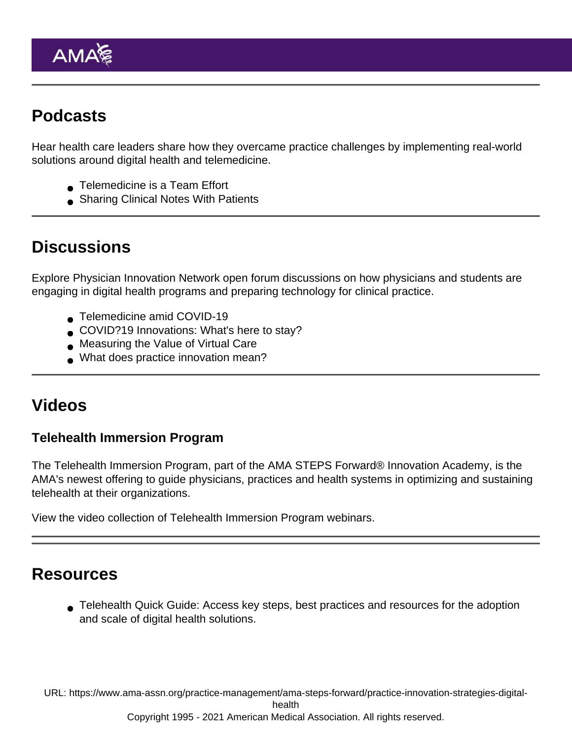## Podcasts

Hear health care leaders share how they overcame practice challenges by implementing real-world solutions around digital health and telemedicine.

- Telemedicine is a Team Effort
- Sharing Clinical Notes With Patients

## Discussions

Explore Physician Innovation Network open forum discussions on how physicians and students are engaging in digital health programs and preparing technology for clinical practice.

- Telemedicine amid COVID-19
- COVID?19 Innovations: What's here to stay?
- Measuring the Value of Virtual Care
- What does practice innovation mean?

## Videos

### Telehealth Immersion Program

The Telehealth Immersion Program, part of the AMA STEPS Forward® Innovation Academy, is the AMA's newest offering to guide physicians, practices and health systems in optimizing and sustaining telehealth at their organizations.

View the video collection of Telehealth Immersion Program webinars.

## Resources

- Telehealth Quick Guide: Access key steps, best practices and resources for the adoption and scale of digital health solutions.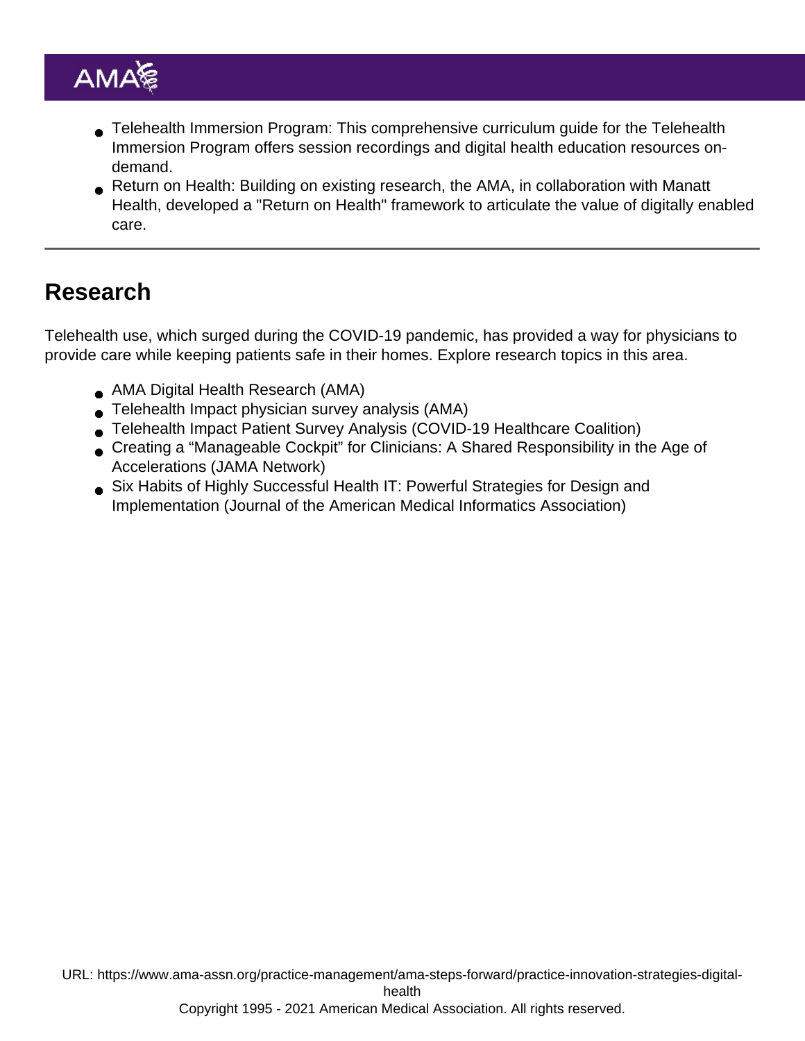- Telehealth Immersion Program: This comprehensive curriculum guide for the Telehealth Immersion Program offers session recordings and digital health education resources on-demand.
- Return on Health: Building on existing research, the AMA, in collaboration with Manatt Health, developed a "Return on Health" framework to articulate the value of digitally enabled care.

---

## Research

Telehealth use, which surged during the COVID-19 pandemic, has provided a way for physicians to provide care while keeping patients safe in their homes. Explore research topics in this area.

- AMA Digital Health Research (AMA)
- Telehealth Impact physician survey analysis (AMA)
- Telehealth Impact Patient Survey Analysis (COVID-19 Healthcare Coalition)
- Creating a “Manageable Cockpit” for Clinicians: A Shared Responsibility in the Age of Accelerations (JAMA Network)
- Six Habits of Highly Successful Health IT: Powerful Strategies for Design and Implementation (Journal of the American Medical Informatics Association)